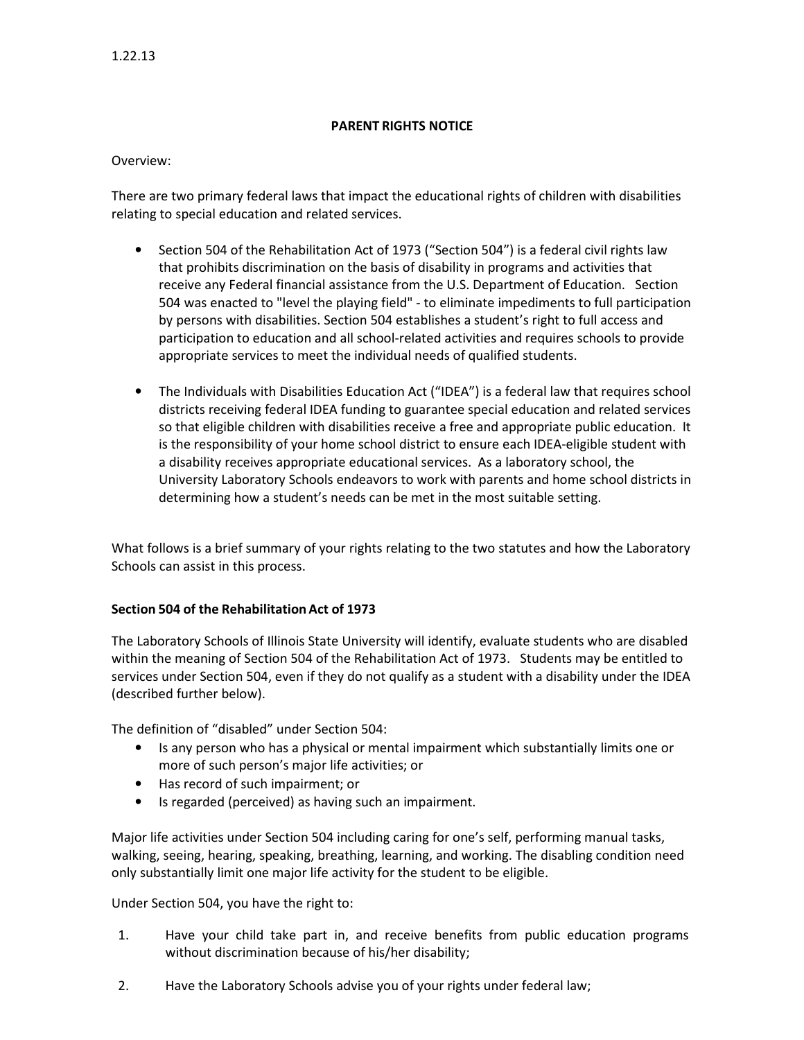1.22.13

**PARENT RIGHTS NOTICE**

Overview:

There are two primary federal laws that impact the educational rights of children with disabilities relating to special education and related services.

- Section 504 of the Rehabilitation Act of 1973 (“Section 504”) is a federal civil rights law that prohibits discrimination on the basis of disability in programs and activities that receive any Federal financial assistance from the U.S. Department of Education. Section 504 was enacted to "level the playing field" - to eliminate impediments to full participation by persons with disabilities. Section 504 establishes a student’s right to full access and participation to education and all school-related activities and requires schools to provide appropriate services to meet the individual needs of qualified students.

- The Individuals with Disabilities Education Act (“IDEA”) is a federal law that requires school districts receiving federal IDEA funding to guarantee special education and related services so that eligible children with disabilities receive a free and appropriate public education. It is the responsibility of your home school district to ensure each IDEA-eligible student with a disability receives appropriate educational services. As a laboratory school, the University Laboratory Schools endeavors to work with parents and home school districts in determining how a student’s needs can be met in the most suitable setting.

What follows is a brief summary of your rights relating to the two statutes and how the Laboratory Schools can assist in this process.

**Section 504 of the Rehabilitation Act of 1973**

The Laboratory Schools of Illinois State University will identify, evaluate students who are disabled within the meaning of Section 504 of the Rehabilitation Act of 1973. Students may be entitled to services under Section 504, even if they do not qualify as a student with a disability under the IDEA (described further below).

The definition of “disabled” under Section 504:

- Is any person who has a physical or mental impairment which substantially limits one or more of such person’s major life activities; or
- Has record of such impairment; or
- Is regarded (perceived) as having such an impairment.

Major life activities under Section 504 including caring for one’s self, performing manual tasks, walking, seeing, hearing, speaking, breathing, learning, and working. The disabling condition need only substantially limit one major life activity for the student to be eligible.

Under Section 504, you have the right to:

1. Have your child take part in, and receive benefits from public education programs without discrimination because of his/her disability;
2. Have the Laboratory Schools advise you of your rights under federal law;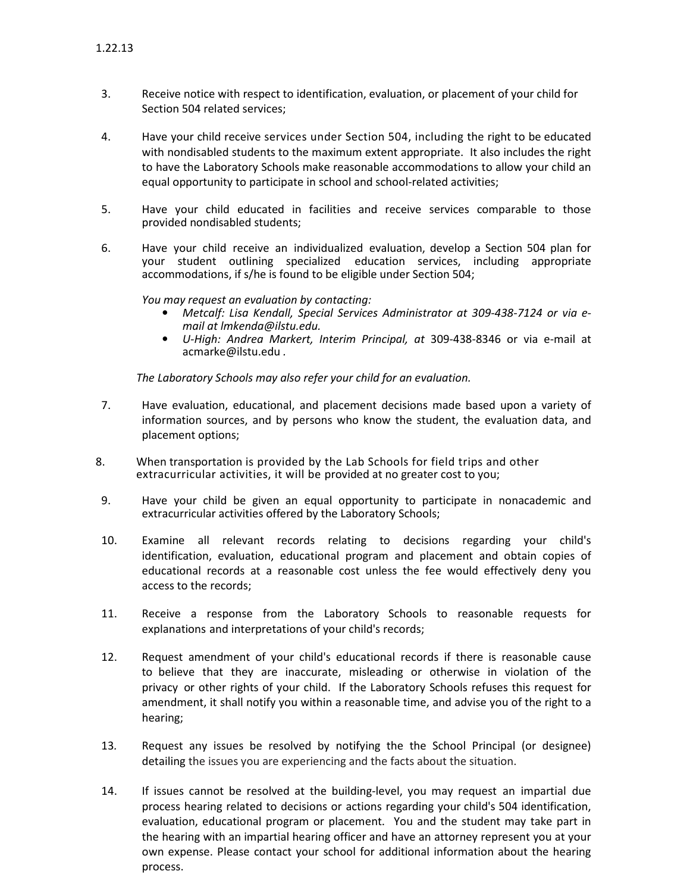3. Receive notice with respect to identification, evaluation, or placement of your child for Section 504 related services;

4. Have your child receive services under Section 504, including the right to be educated with nondisabled students to the maximum extent appropriate. It also includes the right to have the Laboratory Schools make reasonable accommodations to allow your child an equal opportunity to participate in school and school-related activities;

5. Have your child educated in facilities and receive services comparable to those provided nondisabled students;

6. Have your child receive an individualized evaluation, develop a Section 504 plan for your student outlining specialized education services, including appropriate accommodations, if s/he is found to be eligible under Section 504;

   *You may request an evaluation by contacting:*
   - *Metcalf: Lisa Kendall, Special Services Administrator at 309-438-7124 or via e-mail at lmkenda@ilstu.edu.*
   - *U-High: Andrea Markert, Interim Principal, at* 309-438-8346 or via e-mail at acmarke@ilstu.edu .

   *The Laboratory Schools may also refer your child for an evaluation.*

7. Have evaluation, educational, and placement decisions made based upon a variety of information sources, and by persons who know the student, the evaluation data, and placement options;

8. When transportation is provided by the Lab Schools for field trips and other extracurricular activities, it will be provided at no greater cost to you;

9. Have your child be given an equal opportunity to participate in nonacademic and extracurricular activities offered by the Laboratory Schools;

10. Examine all relevant records relating to decisions regarding your child's identification, evaluation, educational program and placement and obtain copies of educational records at a reasonable cost unless the fee would effectively deny you access to the records;

11. Receive a response from the Laboratory Schools to reasonable requests for explanations and interpretations of your child's records;

12. Request amendment of your child's educational records if there is reasonable cause to believe that they are inaccurate, misleading or otherwise in violation of the privacy or other rights of your child. If the Laboratory Schools refuses this request for amendment, it shall notify you within a reasonable time, and advise you of the right to a hearing;

13. Request any issues be resolved by notifying the the School Principal (or designee) detailing the issues you are experiencing and the facts about the situation.

14. If issues cannot be resolved at the building-level, you may request an impartial due process hearing related to decisions or actions regarding your child's 504 identification, evaluation, educational program or placement. You and the student may take part in the hearing with an impartial hearing officer and have an attorney represent you at your own expense. Please contact your school for additional information about the hearing process.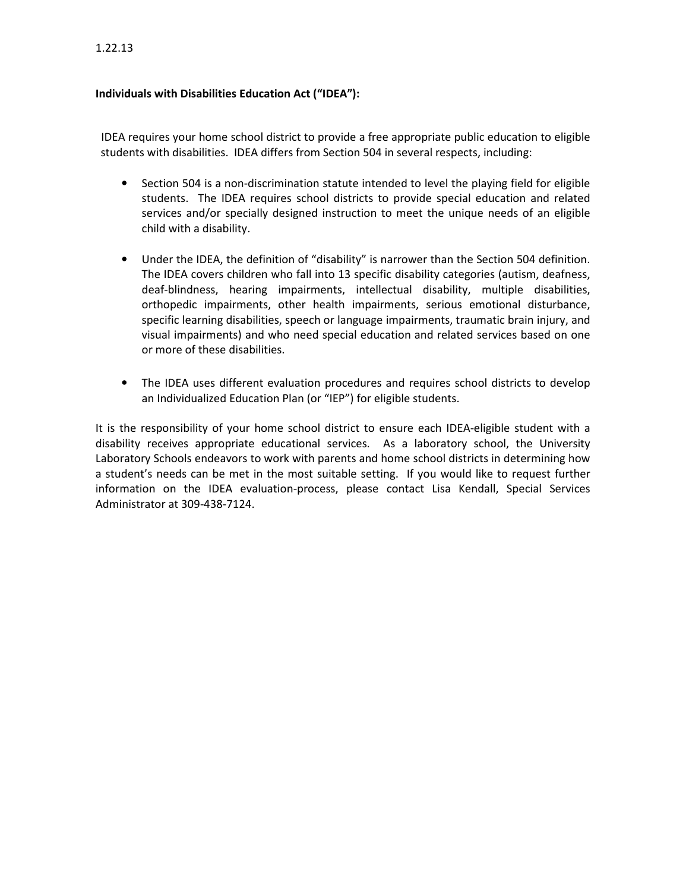1.22.13

**Individuals with Disabilities Education Act ("IDEA"):**

IDEA requires your home school district to provide a free appropriate public education to eligible students with disabilities. IDEA differs from Section 504 in several respects, including:

- Section 504 is a non-discrimination statute intended to level the playing field for eligible students. The IDEA requires school districts to provide special education and related services and/or specially designed instruction to meet the unique needs of an eligible child with a disability.
- Under the IDEA, the definition of "disability" is narrower than the Section 504 definition. The IDEA covers children who fall into 13 specific disability categories (autism, deafness, deaf-blindness, hearing impairments, intellectual disability, multiple disabilities, orthopedic impairments, other health impairments, serious emotional disturbance, specific learning disabilities, speech or language impairments, traumatic brain injury, and visual impairments) and who need special education and related services based on one or more of these disabilities.
- The IDEA uses different evaluation procedures and requires school districts to develop an Individualized Education Plan (or "IEP") for eligible students.

It is the responsibility of your home school district to ensure each IDEA-eligible student with a disability receives appropriate educational services. As a laboratory school, the University Laboratory Schools endeavors to work with parents and home school districts in determining how a student's needs can be met in the most suitable setting. If you would like to request further information on the IDEA evaluation-process, please contact Lisa Kendall, Special Services Administrator at 309-438-7124.